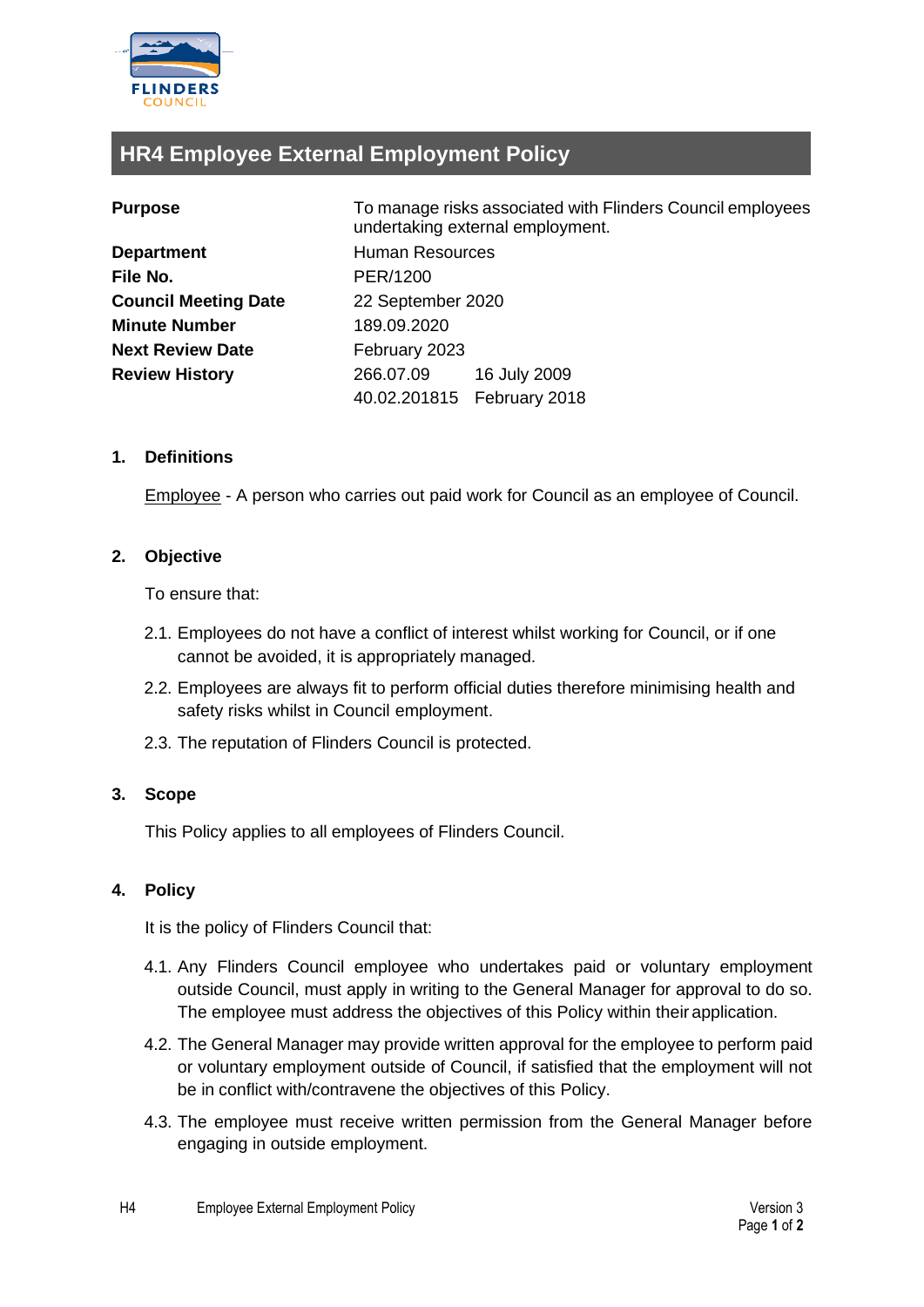# HR4 Employee External Employment Policy

| | | |
|---|---|---|
| **Purpose** | To manage risks associated with Flinders Council employees undertaking external employment. | |
| **Department** | Human Resources | |
| **File No.** | PER/1200 | |
| **Council Meeting Date** | 22 September 2020 | |
| **Minute Number** | 189.09.2020 | |
| **Next Review Date** | February 2023 | |
| **Review History** | 266.07.09 | 16 July 2009 |
| | 40.02.201815 | February 2018 |

## 1. Definitions

Employee - A person who carries out paid work for Council as an employee of Council.

## 2. Objective

To ensure that:

2.1. Employees do not have a conflict of interest whilst working for Council, or if one cannot be avoided, it is appropriately managed.

2.2. Employees are always fit to perform official duties therefore minimising health and safety risks whilst in Council employment.

2.3. The reputation of Flinders Council is protected.

## 3. Scope

This Policy applies to all employees of Flinders Council.

## 4. Policy

It is the policy of Flinders Council that:

4.1. Any Flinders Council employee who undertakes paid or voluntary employment outside Council, must apply in writing to the General Manager for approval to do so. The employee must address the objectives of this Policy within their application.

4.2. The General Manager may provide written approval for the employee to perform paid or voluntary employment outside of Council, if satisfied that the employment will not be in conflict with/contravene the objectives of this Policy.

4.3. The employee must receive written permission from the General Manager before engaging in outside employment.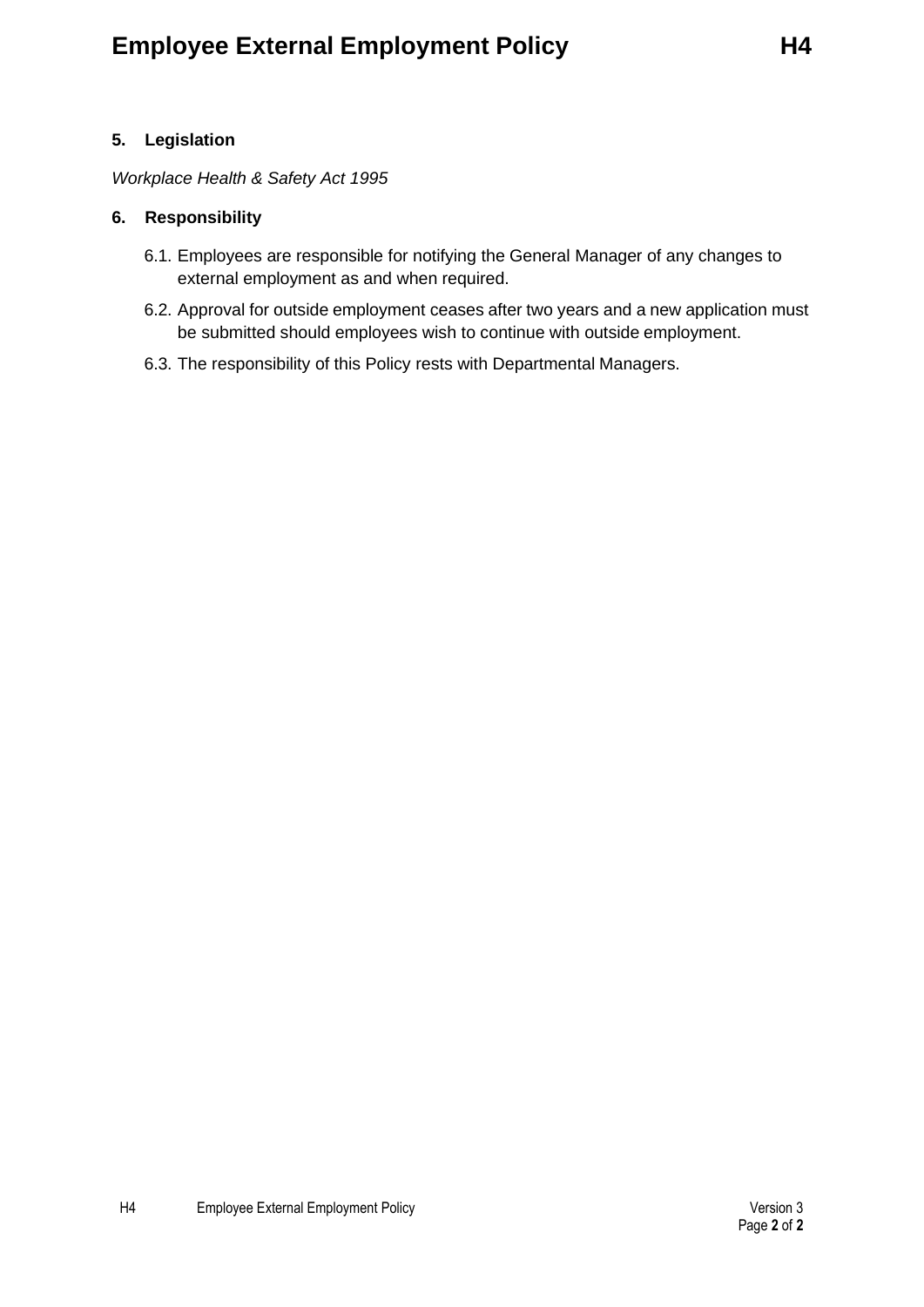## 5. Legislation

*Workplace Health & Safety Act 1995*

## 6. Responsibility

6.1. Employees are responsible for notifying the General Manager of any changes to external employment as and when required.

6.2. Approval for outside employment ceases after two years and a new application must be submitted should employees wish to continue with outside employment.

6.3. The responsibility of this Policy rests with Departmental Managers.